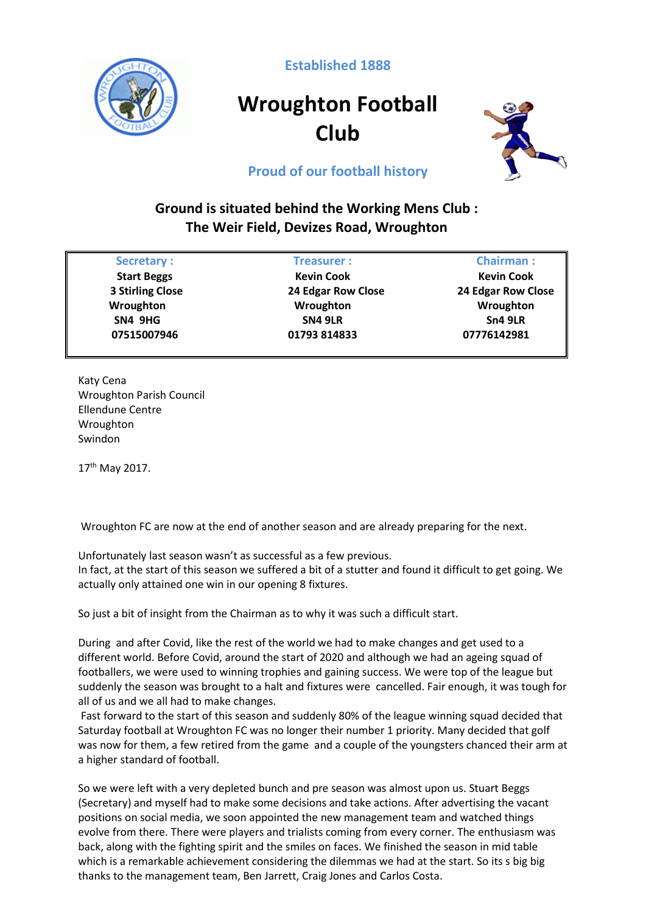Established 1888

# Wroughton Football Club

Proud of our football history

**Ground is situated behind the Working Mens Club :**
**The Weir Field, Devizes Road, Wroughton**

| Secretary : | Treasurer : | Chairman : |
|---|---|---|
| **Start Beggs** | **Kevin Cook** | **Kevin Cook** |
| **3 Stirling Close** | **24 Edgar Row Close** | **24 Edgar Row Close** |
| **Wroughton** | **Wroughton** | **Wroughton** |
| **SN4 9HG** | **SN4 9LR** | **Sn4 9LR** |
| **07515007946** | **01793 814833** | **07776142981** |

Katy Cena
Wroughton Parish Council
Ellendune Centre
Wroughton
Swindon

17th May 2017.

Wroughton FC are now at the end of another season and are already preparing for the next.

Unfortunately last season wasn't as successful as a few previous.
In fact, at the start of this season we suffered a bit of a stutter and found it difficult to get going. We actually only attained one win in our opening 8 fixtures.

So just a bit of insight from the Chairman as to why it was such a difficult start.

During and after Covid, like the rest of the world we had to make changes and get used to a different world. Before Covid, around the start of 2020 and although we had an ageing squad of footballers, we were used to winning trophies and gaining success. We were top of the league but suddenly the season was brought to a halt and fixtures were cancelled. Fair enough, it was tough for all of us and we all had to make changes.
Fast forward to the start of this season and suddenly 80% of the league winning squad decided that Saturday football at Wroughton FC was no longer their number 1 priority. Many decided that golf was now for them, a few retired from the game and a couple of the youngsters chanced their arm at a higher standard of football.

So we were left with a very depleted bunch and pre season was almost upon us. Stuart Beggs (Secretary) and myself had to make some decisions and take actions. After advertising the vacant positions on social media, we soon appointed the new management team and watched things evolve from there. There were players and trialists coming from every corner. The enthusiasm was back, along with the fighting spirit and the smiles on faces. We finished the season in mid table which is a remarkable achievement considering the dilemmas we had at the start. So its s big big thanks to the management team, Ben Jarrett, Craig Jones and Carlos Costa.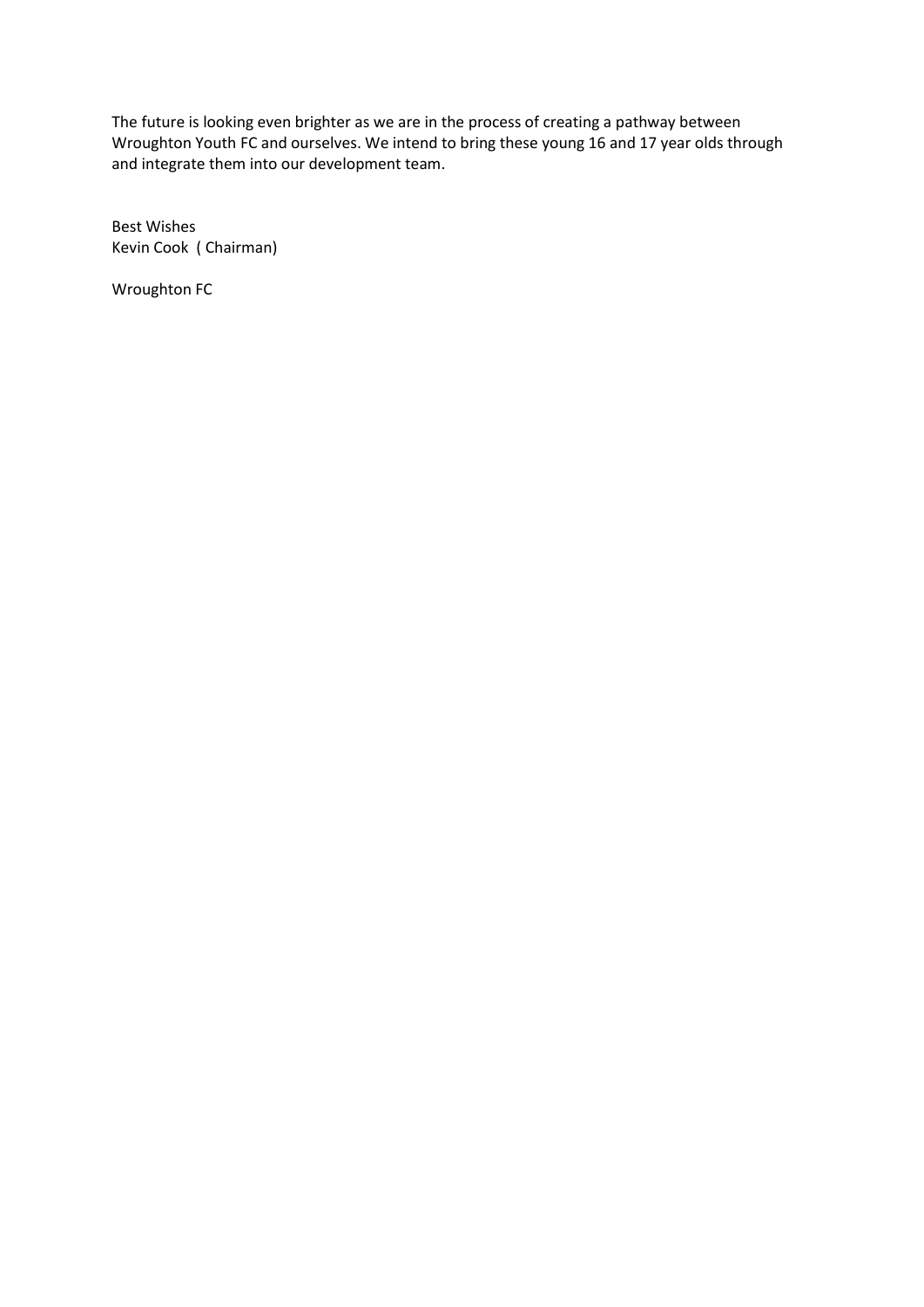The future is looking even brighter as we are in the process of creating a pathway between Wroughton Youth FC and ourselves. We intend to bring these young 16 and 17 year olds through and integrate them into our development team.

Best Wishes
Kevin Cook ( Chairman)

Wroughton FC